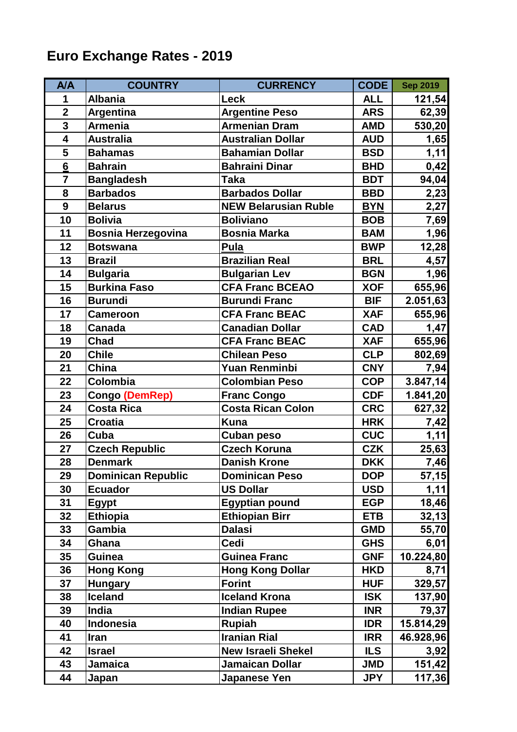# Euro Exchange Rates - 2019

| A/A | COUNTRY | CURRENCY | CODE | Sep 2019 |
|---|---|---|---|---|
| 1 | Albania | Leck | ALL | 121,54 |
| 2 | Argentina | Argentine Peso | ARS | 62,39 |
| 3 | Armenia | Armenian Dram | AMD | 530,20 |
| 4 | Australia | Australian Dollar | AUD | 1,65 |
| 5 | Bahamas | Bahamian Dollar | BSD | 1,11 |
| 6 | Bahrain | Bahraini Dinar | BHD | 0,42 |
| 7 | Bangladesh | Taka | BDT | 94,04 |
| 8 | Barbados | Barbados Dollar | BBD | 2,23 |
| 9 | Belarus | NEW Belarusian Ruble | BYN | 2,27 |
| 10 | Bolivia | Boliviano | BOB | 7,69 |
| 11 | Bosnia Herzegovina | Bosnia Marka | BAM | 1,96 |
| 12 | Botswana | Pula | BWP | 12,28 |
| 13 | Brazil | Brazilian Real | BRL | 4,57 |
| 14 | Bulgaria | Bulgarian Lev | BGN | 1,96 |
| 15 | Burkina Faso | CFA Franc BCEAO | XOF | 655,96 |
| 16 | Burundi | Burundi Franc | BIF | 2.051,63 |
| 17 | Cameroon | CFA Franc BEAC | XAF | 655,96 |
| 18 | Canada | Canadian Dollar | CAD | 1,47 |
| 19 | Chad | CFA Franc BEAC | XAF | 655,96 |
| 20 | Chile | Chilean Peso | CLP | 802,69 |
| 21 | China | Yuan Renminbi | CNY | 7,94 |
| 22 | Colombia | Colombian Peso | COP | 3.847,14 |
| 23 | Congo (DemRep) | Franc Congo | CDF | 1.841,20 |
| 24 | Costa Rica | Costa Rican Colon | CRC | 627,32 |
| 25 | Croatia | Kuna | HRK | 7,42 |
| 26 | Cuba | Cuban peso | CUC | 1,11 |
| 27 | Czech Republic | Czech Koruna | CZK | 25,63 |
| 28 | Denmark | Danish Krone | DKK | 7,46 |
| 29 | Dominican Republic | Dominican Peso | DOP | 57,15 |
| 30 | Ecuador | US Dollar | USD | 1,11 |
| 31 | Egypt | Egyptian pound | EGP | 18,46 |
| 32 | Ethiopia | Ethiopian Birr | ETB | 32,13 |
| 33 | Gambia | Dalasi | GMD | 55,70 |
| 34 | Ghana | Cedi | GHS | 6,01 |
| 35 | Guinea | Guinea Franc | GNF | 10.224,80 |
| 36 | Hong Kong | Hong Kong Dollar | HKD | 8,71 |
| 37 | Hungary | Forint | HUF | 329,57 |
| 38 | Iceland | Iceland Krona | ISK | 137,90 |
| 39 | India | Indian Rupee | INR | 79,37 |
| 40 | Indonesia | Rupiah | IDR | 15.814,29 |
| 41 | Iran | Iranian Rial | IRR | 46.928,96 |
| 42 | Israel | New Israeli Shekel | ILS | 3,92 |
| 43 | Jamaica | Jamaican Dollar | JMD | 151,42 |
| 44 | Japan | Japanese Yen | JPY | 117,36 |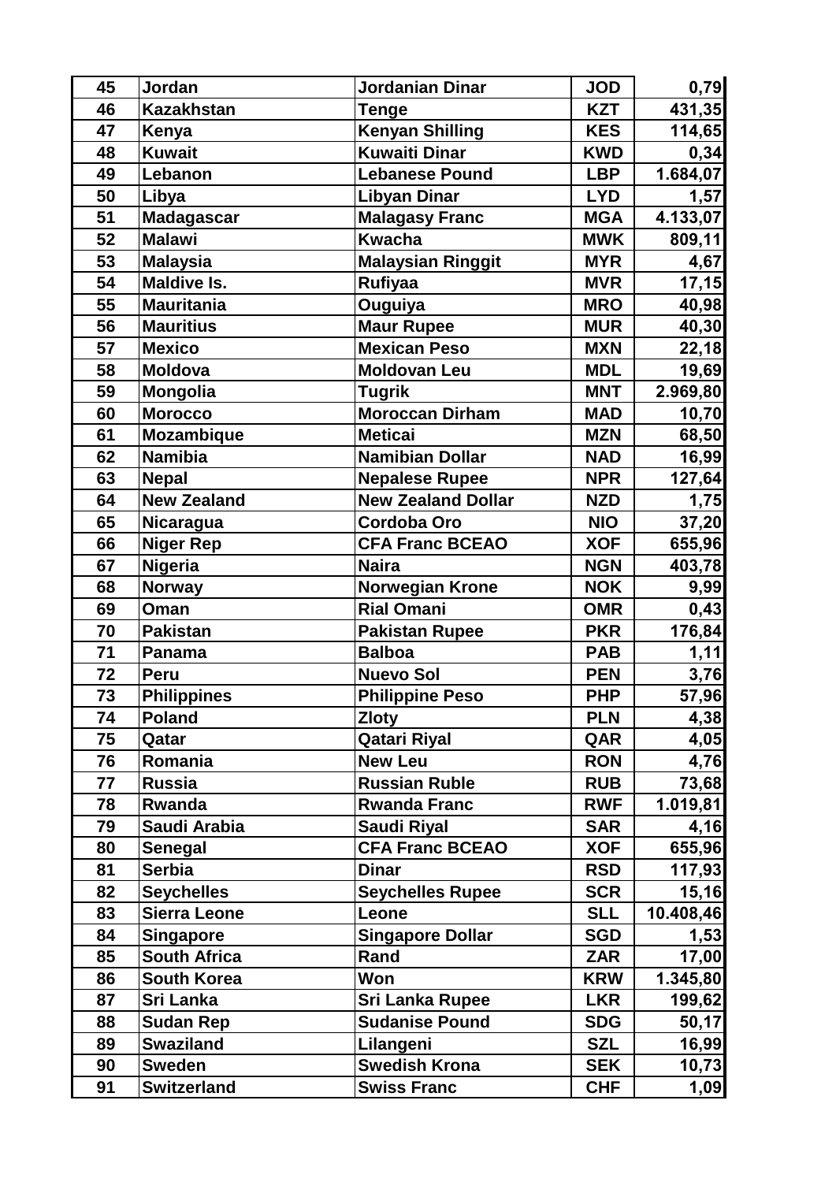| 45 | Jordan | Jordanian Dinar | JOD | 0,79 |
|---|---|---|---|---|
| 46 | Kazakhstan | Tenge | KZT | 431,35 |
| 47 | Kenya | Kenyan Shilling | KES | 114,65 |
| 48 | Kuwait | Kuwaiti Dinar | KWD | 0,34 |
| 49 | Lebanon | Lebanese Pound | LBP | 1.684,07 |
| 50 | Libya | Libyan Dinar | LYD | 1,57 |
| 51 | Madagascar | Malagasy Franc | MGA | 4.133,07 |
| 52 | Malawi | Kwacha | MWK | 809,11 |
| 53 | Malaysia | Malaysian Ringgit | MYR | 4,67 |
| 54 | Maldive Is. | Rufiyaa | MVR | 17,15 |
| 55 | Mauritania | Ouguiya | MRO | 40,98 |
| 56 | Mauritius | Maur Rupee | MUR | 40,30 |
| 57 | Mexico | Mexican Peso | MXN | 22,18 |
| 58 | Moldova | Moldovan Leu | MDL | 19,69 |
| 59 | Mongolia | Tugrik | MNT | 2.969,80 |
| 60 | Morocco | Moroccan Dirham | MAD | 10,70 |
| 61 | Mozambique | Meticai | MZN | 68,50 |
| 62 | Namibia | Namibian Dollar | NAD | 16,99 |
| 63 | Nepal | Nepalese Rupee | NPR | 127,64 |
| 64 | New Zealand | New Zealand Dollar | NZD | 1,75 |
| 65 | Nicaragua | Cordoba Oro | NIO | 37,20 |
| 66 | Niger Rep | CFA Franc BCEAO | XOF | 655,96 |
| 67 | Nigeria | Naira | NGN | 403,78 |
| 68 | Norway | Norwegian Krone | NOK | 9,99 |
| 69 | Oman | Rial Omani | OMR | 0,43 |
| 70 | Pakistan | Pakistan Rupee | PKR | 176,84 |
| 71 | Panama | Balboa | PAB | 1,11 |
| 72 | Peru | Nuevo Sol | PEN | 3,76 |
| 73 | Philippines | Philippine Peso | PHP | 57,96 |
| 74 | Poland | Zloty | PLN | 4,38 |
| 75 | Qatar | Qatari Riyal | QAR | 4,05 |
| 76 | Romania | New Leu | RON | 4,76 |
| 77 | Russia | Russian Ruble | RUB | 73,68 |
| 78 | Rwanda | Rwanda Franc | RWF | 1.019,81 |
| 79 | Saudi Arabia | Saudi Riyal | SAR | 4,16 |
| 80 | Senegal | CFA Franc BCEAO | XOF | 655,96 |
| 81 | Serbia | Dinar | RSD | 117,93 |
| 82 | Seychelles | Seychelles Rupee | SCR | 15,16 |
| 83 | Sierra Leone | Leone | SLL | 10.408,46 |
| 84 | Singapore | Singapore Dollar | SGD | 1,53 |
| 85 | South Africa | Rand | ZAR | 17,00 |
| 86 | South Korea | Won | KRW | 1.345,80 |
| 87 | Sri Lanka | Sri Lanka Rupee | LKR | 199,62 |
| 88 | Sudan Rep | Sudanise Pound | SDG | 50,17 |
| 89 | Swaziland | Lilangeni | SZL | 16,99 |
| 90 | Sweden | Swedish Krona | SEK | 10,73 |
| 91 | Switzerland | Swiss Franc | CHF | 1,09 |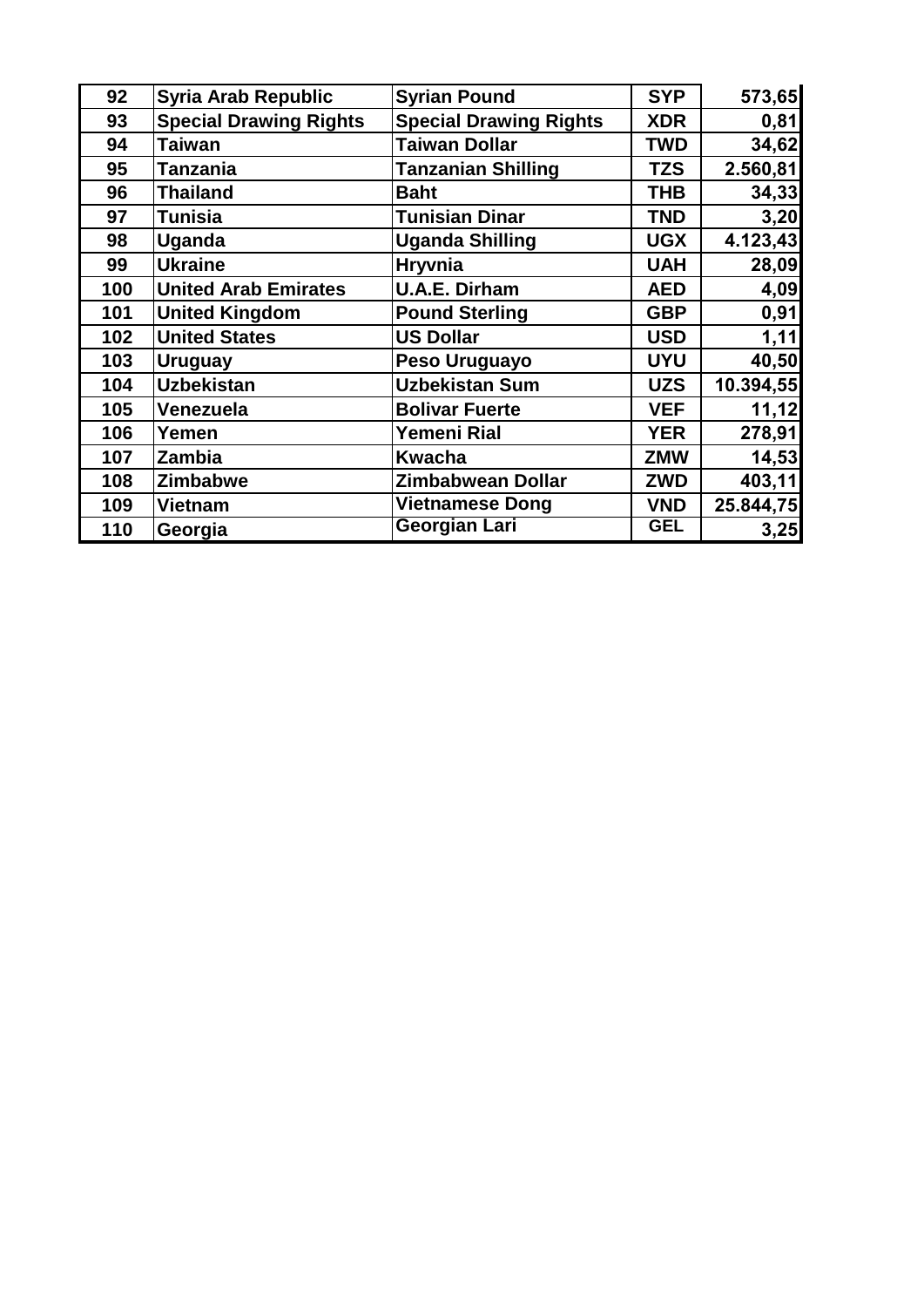| | | | | |
|---|---|---|---|---|
| 92 | Syria Arab Republic | Syrian Pound | SYP | 573,65 |
| 93 | Special Drawing Rights | Special Drawing Rights | XDR | 0,81 |
| 94 | Taiwan | Taiwan Dollar | TWD | 34,62 |
| 95 | Tanzania | Tanzanian Shilling | TZS | 2.560,81 |
| 96 | Thailand | Baht | THB | 34,33 |
| 97 | Tunisia | Tunisian Dinar | TND | 3,20 |
| 98 | Uganda | Uganda Shilling | UGX | 4.123,43 |
| 99 | Ukraine | Hryvnia | UAH | 28,09 |
| 100 | United Arab Emirates | U.A.E. Dirham | AED | 4,09 |
| 101 | United Kingdom | Pound Sterling | GBP | 0,91 |
| 102 | United States | US Dollar | USD | 1,11 |
| 103 | Uruguay | Peso Uruguayo | UYU | 40,50 |
| 104 | Uzbekistan | Uzbekistan Sum | UZS | 10.394,55 |
| 105 | Venezuela | Bolivar Fuerte | VEF | 11,12 |
| 106 | Yemen | Yemeni Rial | YER | 278,91 |
| 107 | Zambia | Kwacha | ZMW | 14,53 |
| 108 | Zimbabwe | Zimbabwean Dollar | ZWD | 403,11 |
| 109 | Vietnam | Vietnamese Dong | VND | 25.844,75 |
| 110 | Georgia | Georgian Lari | GEL | 3,25 |